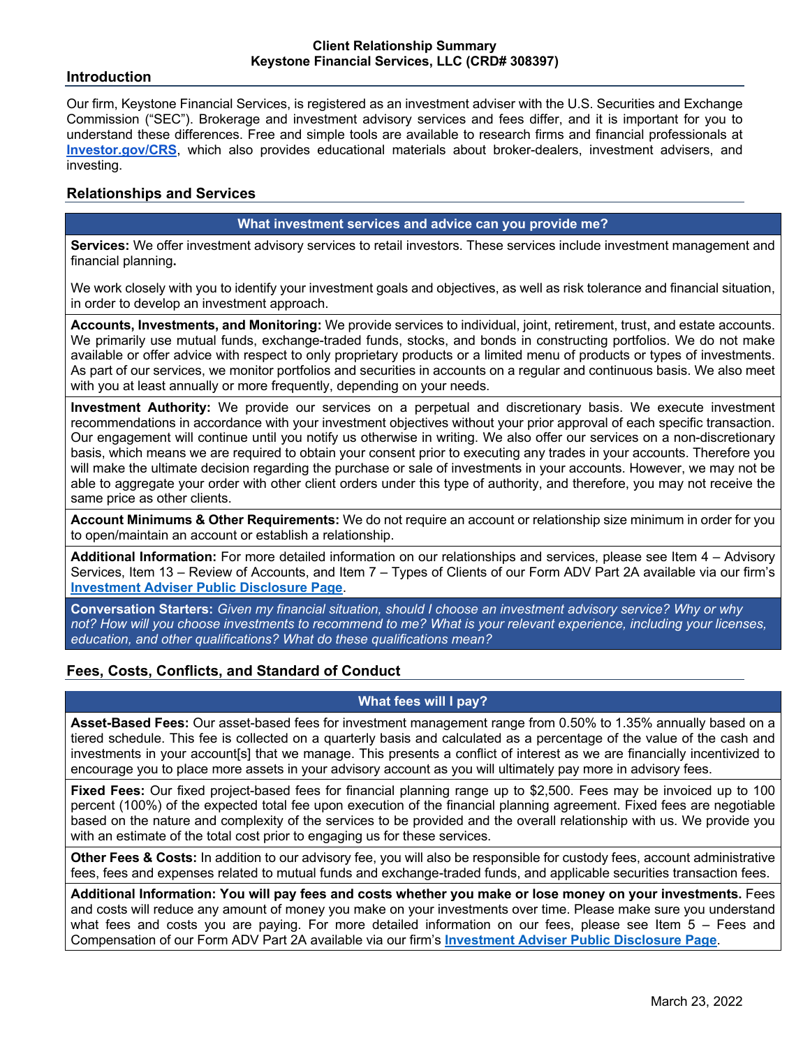**Client Relationship Summary**
**Keystone Financial Services, LLC (CRD# 308397)**

## Introduction

Our firm, Keystone Financial Services, is registered as an investment adviser with the U.S. Securities and Exchange Commission ("SEC"). Brokerage and investment advisory services and fees differ, and it is important for you to understand these differences. Free and simple tools are available to research firms and financial professionals at **Investor.gov/CRS**, which also provides educational materials about broker-dealers, investment advisers, and investing.

## Relationships and Services

### What investment services and advice can you provide me?

**Services:** We offer investment advisory services to retail investors. These services include investment management and financial planning**.**

We work closely with you to identify your investment goals and objectives, as well as risk tolerance and financial situation, in order to develop an investment approach.

**Accounts, Investments, and Monitoring:** We provide services to individual, joint, retirement, trust, and estate accounts. We primarily use mutual funds, exchange-traded funds, stocks, and bonds in constructing portfolios. We do not make available or offer advice with respect to only proprietary products or a limited menu of products or types of investments. As part of our services, we monitor portfolios and securities in accounts on a regular and continuous basis. We also meet with you at least annually or more frequently, depending on your needs.

**Investment Authority:** We provide our services on a perpetual and discretionary basis. We execute investment recommendations in accordance with your investment objectives without your prior approval of each specific transaction. Our engagement will continue until you notify us otherwise in writing. We also offer our services on a non-discretionary basis, which means we are required to obtain your consent prior to executing any trades in your accounts. Therefore you will make the ultimate decision regarding the purchase or sale of investments in your accounts. However, we may not be able to aggregate your order with other client orders under this type of authority, and therefore, you may not receive the same price as other clients.

**Account Minimums & Other Requirements:** We do not require an account or relationship size minimum in order for you to open/maintain an account or establish a relationship.

**Additional Information:** For more detailed information on our relationships and services, please see Item 4 – Advisory Services, Item 13 – Review of Accounts, and Item 7 – Types of Clients of our Form ADV Part 2A available via our firm's **Investment Adviser Public Disclosure Page**.

**Conversation Starters:** *Given my financial situation, should I choose an investment advisory service? Why or why not? How will you choose investments to recommend to me? What is your relevant experience, including your licenses, education, and other qualifications? What do these qualifications mean?*

## Fees, Costs, Conflicts, and Standard of Conduct

### What fees will I pay?

**Asset-Based Fees:** Our asset-based fees for investment management range from 0.50% to 1.35% annually based on a tiered schedule. This fee is collected on a quarterly basis and calculated as a percentage of the value of the cash and investments in your account[s] that we manage. This presents a conflict of interest as we are financially incentivized to encourage you to place more assets in your advisory account as you will ultimately pay more in advisory fees.

**Fixed Fees:** Our fixed project-based fees for financial planning range up to $2,500. Fees may be invoiced up to 100 percent (100%) of the expected total fee upon execution of the financial planning agreement. Fixed fees are negotiable based on the nature and complexity of the services to be provided and the overall relationship with us. We provide you with an estimate of the total cost prior to engaging us for these services.

**Other Fees & Costs:** In addition to our advisory fee, you will also be responsible for custody fees, account administrative fees, fees and expenses related to mutual funds and exchange-traded funds, and applicable securities transaction fees.

**Additional Information: You will pay fees and costs whether you make or lose money on your investments.** Fees and costs will reduce any amount of money you make on your investments over time. Please make sure you understand what fees and costs you are paying. For more detailed information on our fees, please see Item 5 – Fees and Compensation of our Form ADV Part 2A available via our firm's **Investment Adviser Public Disclosure Page**.

March 23, 2022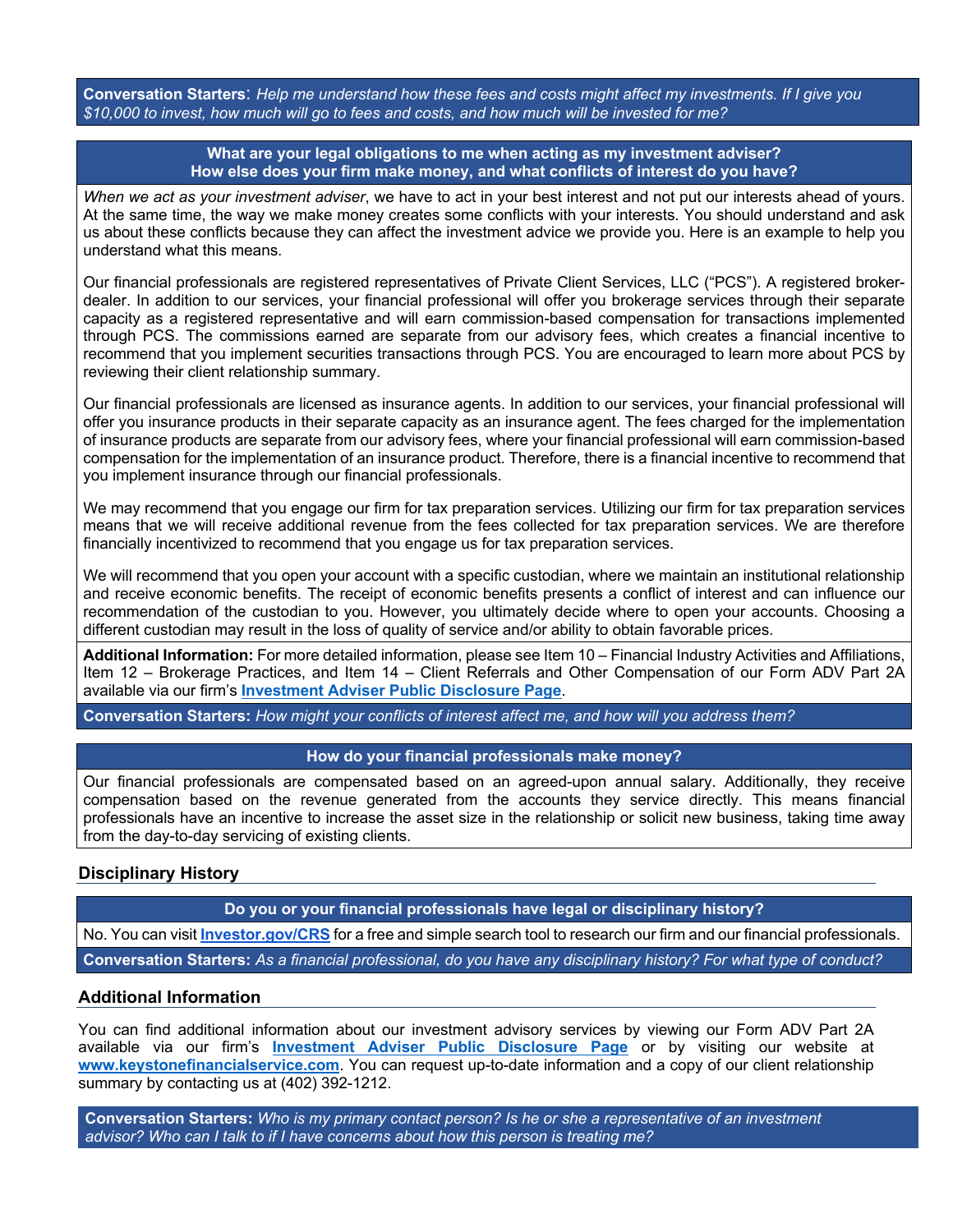**Conversation Starters**: *Help me understand how these fees and costs might affect my investments. If I give you $10,000 to invest, how much will go to fees and costs, and how much will be invested for me?*

**What are your legal obligations to me when acting as my investment adviser?**
**How else does your firm make money, and what conflicts of interest do you have?**

*When we act as your investment adviser*, we have to act in your best interest and not put our interests ahead of yours. At the same time, the way we make money creates some conflicts with your interests. You should understand and ask us about these conflicts because they can affect the investment advice we provide you. Here is an example to help you understand what this means.

Our financial professionals are registered representatives of Private Client Services, LLC ("PCS"). A registered broker-dealer. In addition to our services, your financial professional will offer you brokerage services through their separate capacity as a registered representative and will earn commission-based compensation for transactions implemented through PCS. The commissions earned are separate from our advisory fees, which creates a financial incentive to recommend that you implement securities transactions through PCS. You are encouraged to learn more about PCS by reviewing their client relationship summary.

Our financial professionals are licensed as insurance agents. In addition to our services, your financial professional will offer you insurance products in their separate capacity as an insurance agent. The fees charged for the implementation of insurance products are separate from our advisory fees, where your financial professional will earn commission-based compensation for the implementation of an insurance product. Therefore, there is a financial incentive to recommend that you implement insurance through our financial professionals.

We may recommend that you engage our firm for tax preparation services. Utilizing our firm for tax preparation services means that we will receive additional revenue from the fees collected for tax preparation services. We are therefore financially incentivized to recommend that you engage us for tax preparation services.

We will recommend that you open your account with a specific custodian, where we maintain an institutional relationship and receive economic benefits. The receipt of economic benefits presents a conflict of interest and can influence our recommendation of the custodian to you. However, you ultimately decide where to open your accounts. Choosing a different custodian may result in the loss of quality of service and/or ability to obtain favorable prices.

**Additional Information:** For more detailed information, please see Item 10 – Financial Industry Activities and Affiliations, Item 12 – Brokerage Practices, and Item 14 – Client Referrals and Other Compensation of our Form ADV Part 2A available via our firm's **Investment Adviser Public Disclosure Page**.

**Conversation Starters:** *How might your conflicts of interest affect me, and how will you address them?*

**How do your financial professionals make money?**

Our financial professionals are compensated based on an agreed-upon annual salary. Additionally, they receive compensation based on the revenue generated from the accounts they service directly. This means financial professionals have an incentive to increase the asset size in the relationship or solicit new business, taking time away from the day-to-day servicing of existing clients.

## Disciplinary History

**Do you or your financial professionals have legal or disciplinary history?**

No. You can visit **Investor.gov/CRS** for a free and simple search tool to research our firm and our financial professionals.

**Conversation Starters:** *As a financial professional, do you have any disciplinary history? For what type of conduct?*

## Additional Information

You can find additional information about our investment advisory services by viewing our Form ADV Part 2A available via our firm's **Investment Adviser Public Disclosure Page** or by visiting our website at **www.keystonefinancialservice.com**. You can request up-to-date information and a copy of our client relationship summary by contacting us at (402) 392-1212.

**Conversation Starters:** *Who is my primary contact person? Is he or she a representative of an investment advisor? Who can I talk to if I have concerns about how this person is treating me?*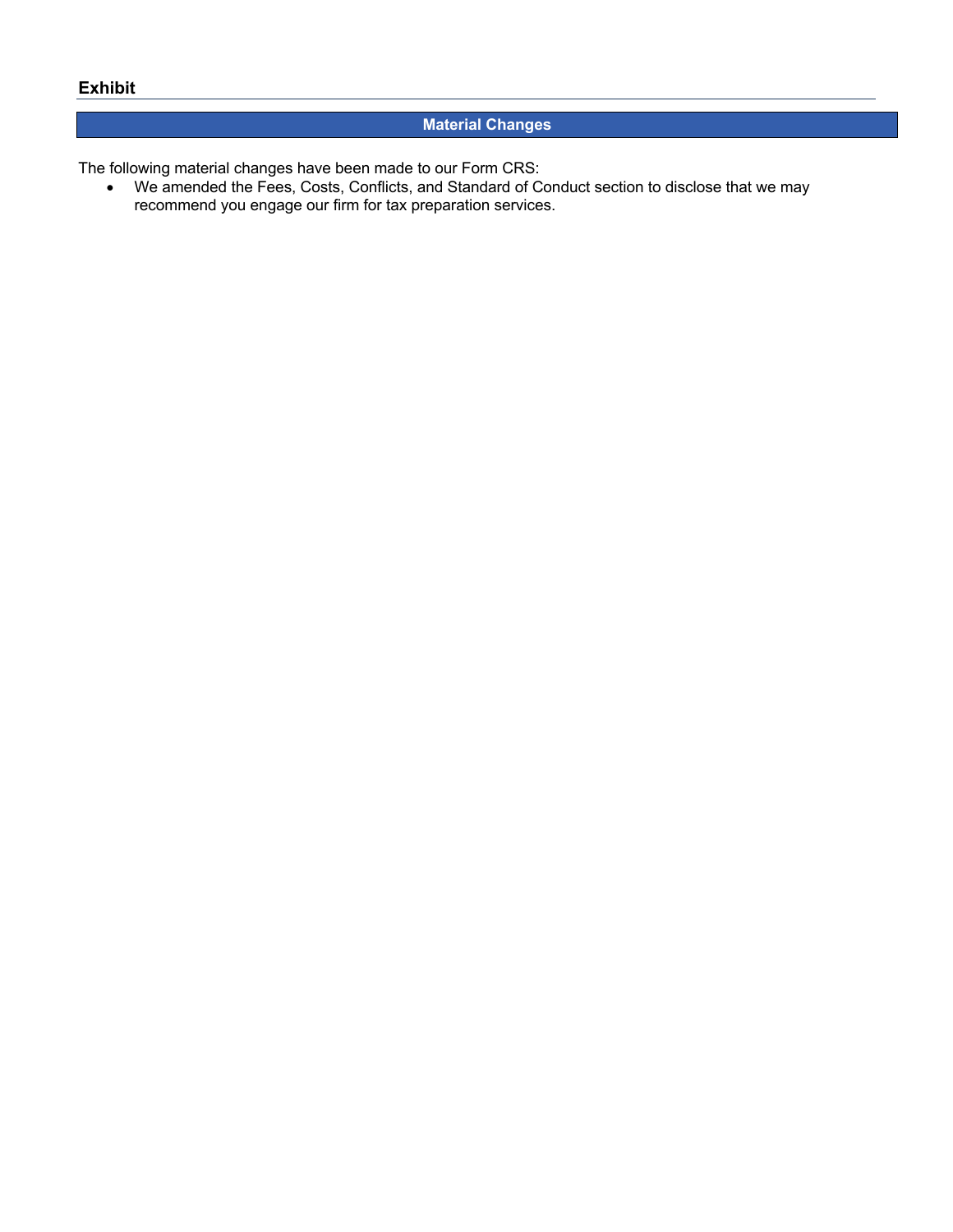## Exhibit

### Material Changes

The following material changes have been made to our Form CRS:

- We amended the Fees, Costs, Conflicts, and Standard of Conduct section to disclose that we may recommend you engage our firm for tax preparation services.